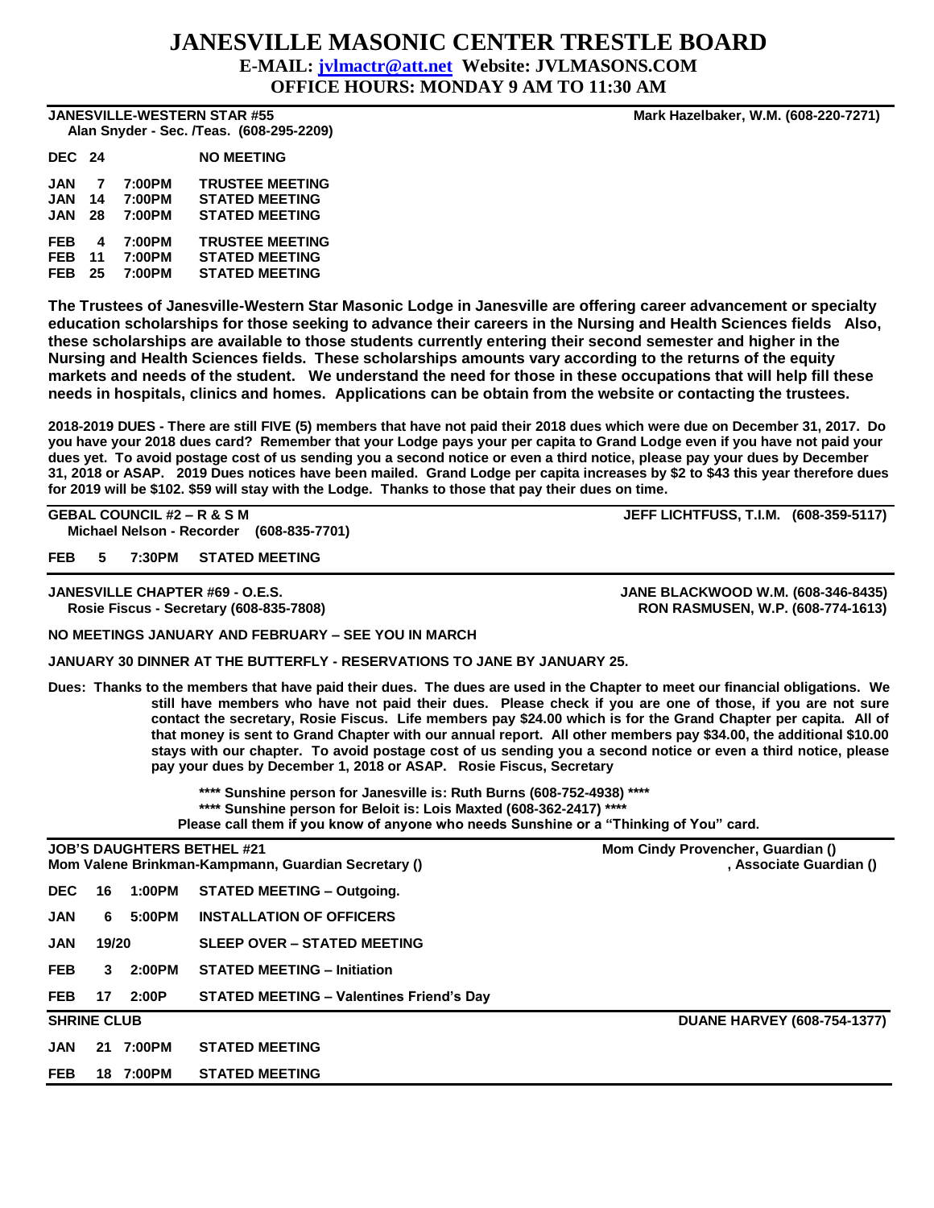# JANESVILLE MASONIC CENTER TRESTLE BOARD

**E-MAIL: jvlmactr@att.net Website: JVLMASONS.COM**

**OFFICE HOURS: MONDAY 9 AM TO 11:30 AM**

---

**JANESVILLE-WESTERN STAR #55** — **Mark Hazelbaker, W.M. (608-220-7271)**

**Alan Snyder - Sec. /Teas. (608-295-2209)**

| | | | |
|---|---|---|---|
| DEC | 24 | | NO MEETING |
| JAN | 7 | 7:00PM | TRUSTEE MEETING |
| JAN | 14 | 7:00PM | STATED MEETING |
| JAN | 28 | 7:00PM | STATED MEETING |
| FEB | 4 | 7:00PM | TRUSTEE MEETING |
| FEB | 11 | 7:00PM | STATED MEETING |
| FEB | 25 | 7:00PM | STATED MEETING |

**The Trustees of Janesville-Western Star Masonic Lodge in Janesville are offering career advancement or specialty education scholarships for those seeking to advance their careers in the Nursing and Health Sciences fields Also, these scholarships are available to those students currently entering their second semester and higher in the Nursing and Health Sciences fields. These scholarships amounts vary according to the returns of the equity markets and needs of the student. We understand the need for those in these occupations that will help fill these needs in hospitals, clinics and homes. Applications can be obtain from the website or contacting the trustees.**

**2018-2019 DUES - There are still FIVE (5) members that have not paid their 2018 dues which were due on December 31, 2017. Do you have your 2018 dues card? Remember that your Lodge pays your per capita to Grand Lodge even if you have not paid your dues yet. To avoid postage cost of us sending you a second notice or even a third notice, please pay your dues by December 31, 2018 or ASAP. 2019 Dues notices have been mailed. Grand Lodge per capita increases by $2 to $43 this year therefore dues for 2019 will be $102. $59 will stay with the Lodge. Thanks to those that pay their dues on time.**

---

**GEBAL COUNCIL #2 – R & S M** — **JEFF LICHTFUSS, T.I.M. (608-359-5117)**

**Michael Nelson - Recorder (608-835-7701)**

| | | | |
|---|---|---|---|
| FEB | 5 | 7:30PM | STATED MEETING |

---

**JANESVILLE CHAPTER #69 - O.E.S.** — **JANE BLACKWOOD W.M. (608-346-8435)**

**Rosie Fiscus - Secretary (608-835-7808)** — **RON RASMUSEN, W.P. (608-774-1613)**

**NO MEETINGS JANUARY AND FEBRUARY – SEE YOU IN MARCH**

**JANUARY 30 DINNER AT THE BUTTERFLY - RESERVATIONS TO JANE BY JANUARY 25.**

**Dues: Thanks to the members that have paid their dues. The dues are used in the Chapter to meet our financial obligations. We still have members who have not paid their dues. Please check if you are one of those, if you are not sure contact the secretary, Rosie Fiscus. Life members pay $24.00 which is for the Grand Chapter per capita. All of that money is sent to Grand Chapter with our annual report. All other members pay $34.00, the additional $10.00 stays with our chapter. To avoid postage cost of us sending you a second notice or even a third notice, please pay your dues by December 1, 2018 or ASAP. Rosie Fiscus, Secretary**

**\*\*\*\* Sunshine person for Janesville is: Ruth Burns (608-752-4938) \*\*\*\***

**\*\*\*\* Sunshine person for Beloit is: Lois Maxted (608-362-2417) \*\*\*\***

**Please call them if you know of anyone who needs Sunshine or a "Thinking of You" card.**

---

**JOB'S DAUGHTERS BETHEL #21** — **Mom Cindy Provencher, Guardian ()**

**Mom Valene Brinkman-Kampmann, Guardian Secretary ()** — **, Associate Guardian ()**

| | | | |
|---|---|---|---|
| DEC | 16 | 1:00PM | STATED MEETING – Outgoing. |
| JAN | 6 | 5:00PM | INSTALLATION OF OFFICERS |
| JAN | 19/20 | | SLEEP OVER – STATED MEETING |
| FEB | 3 | 2:00PM | STATED MEETING – Initiation |
| FEB | 17 | 2:00P | STATED MEETING – Valentines Friend's Day |

---

**SHRINE CLUB** — **DUANE HARVEY (608-754-1377)**

| | | | |
|---|---|---|---|
| JAN | 21 | 7:00PM | STATED MEETING |
| FEB | 18 | 7:00PM | STATED MEETING |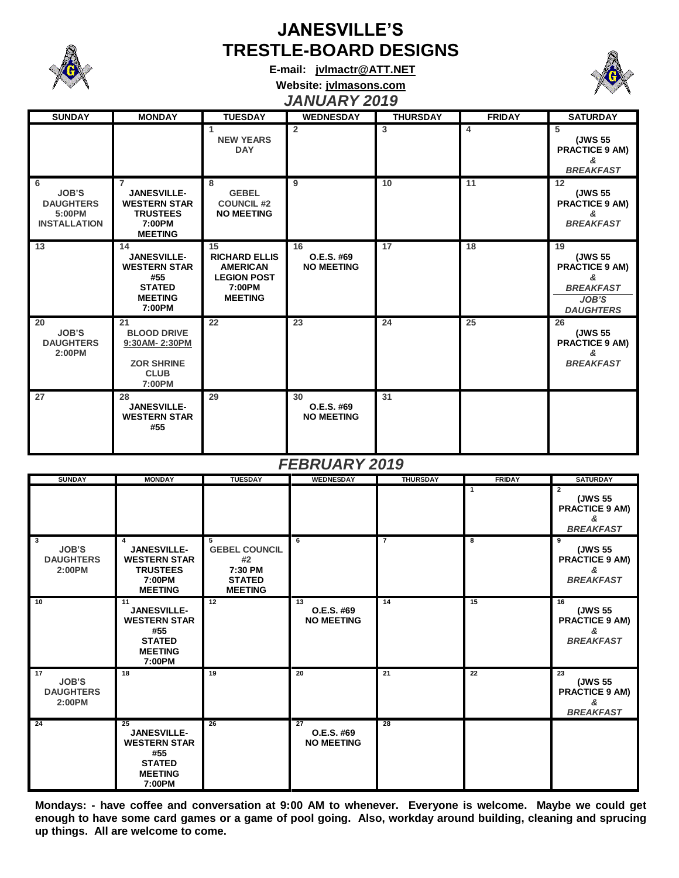# JANESVILLE'S TRESTLE-BOARD DESIGNS

**E-mail: jvlmactr@ATT.NET**

**Website: jvlmasons.com**

## *JANUARY 2019*

| SUNDAY | MONDAY | TUESDAY | WEDNESDAY | THURSDAY | FRIDAY | SATURDAY |
|---|---|---|---|---|---|---|
| | | 1 NEW YEARS DAY | 2 | 3 | 4 | 5 (JWS 55 PRACTICE 9 AM) & *BREAKFAST* |
| 6 JOB'S DAUGHTERS 5:00PM INSTALLATION | 7 JANESVILLE-WESTERN STAR TRUSTEES 7:00PM MEETING | 8 GEBEL COUNCIL #2 NO MEETING | 9 | 10 | 11 | 12 (JWS 55 PRACTICE 9 AM) & *BREAKFAST* |
| 13 | 14 JANESVILLE-WESTERN STAR #55 STATED MEETING 7:00PM | 15 RICHARD ELLIS AMERICAN LEGION POST 7:00PM MEETING | 16 O.E.S. #69 NO MEETING | 17 | 18 | 19 (JWS 55 PRACTICE 9 AM) & *BREAKFAST* *JOB'S DAUGHTERS* |
| 20 JOB'S DAUGHTERS 2:00PM | 21 BLOOD DRIVE 9:30AM- 2:30PM ZOR SHRINE CLUB 7:00PM | 22 | 23 | 24 | 25 | 26 (JWS 55 PRACTICE 9 AM) & *BREAKFAST* |
| 27 | 28 JANESVILLE-WESTERN STAR #55 | 29 | 30 O.E.S. #69 NO MEETING | 31 | | |

## *FEBRUARY 2019*

| SUNDAY | MONDAY | TUESDAY | WEDNESDAY | THURSDAY | FRIDAY | SATURDAY |
|---|---|---|---|---|---|---|
| | | | | | 1 | 2 (JWS 55 PRACTICE 9 AM) & *BREAKFAST* |
| 3 JOB'S DAUGHTERS 2:00PM | 4 JANESVILLE-WESTERN STAR TRUSTEES 7:00PM MEETING | 5 GEBEL COUNCIL #2 7:30 PM STATED MEETING | 6 | 7 | 8 | 9 (JWS 55 PRACTICE 9 AM) & *BREAKFAST* |
| 10 | 11 JANESVILLE-WESTERN STAR #55 STATED MEETING 7:00PM | 12 | 13 O.E.S. #69 NO MEETING | 14 | 15 | 16 (JWS 55 PRACTICE 9 AM) & *BREAKFAST* |
| 17 JOB'S DAUGHTERS 2:00PM | 18 | 19 | 20 | 21 | 22 | 23 (JWS 55 PRACTICE 9 AM) & *BREAKFAST* |
| 24 | 25 JANESVILLE-WESTERN STAR #55 STATED MEETING 7:00PM | 26 | 27 O.E.S. #69 NO MEETING | 28 | | |

**Mondays: - have coffee and conversation at 9:00 AM to whenever. Everyone is welcome. Maybe we could get enough to have some card games or a game of pool going. Also, workday around building, cleaning and sprucing up things. All are welcome to come.**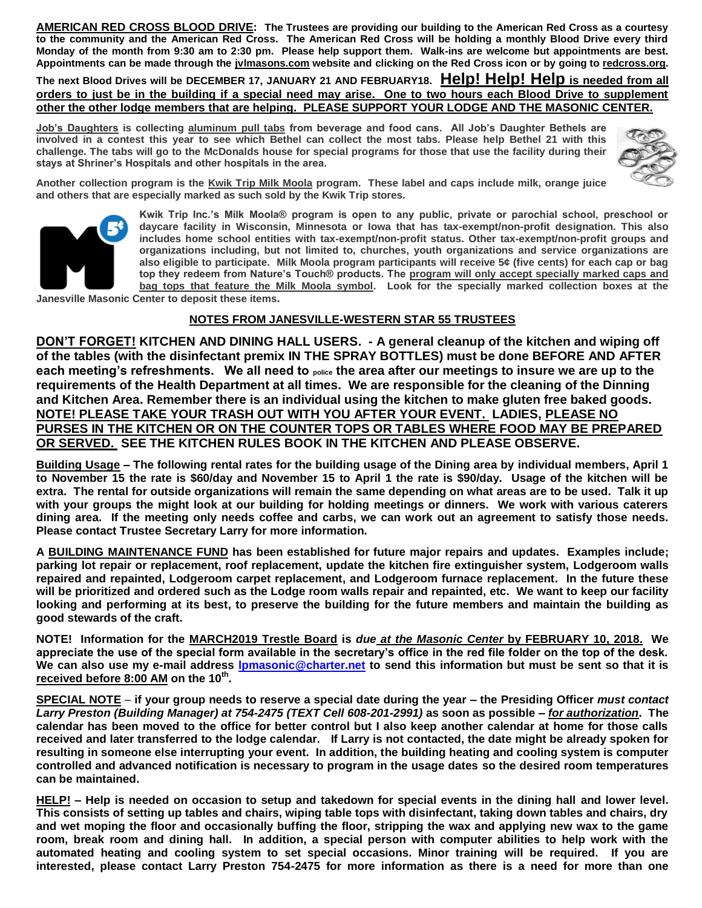**AMERICAN RED CROSS BLOOD DRIVE: The Trustees are providing our building to the American Red Cross as a courtesy to the community and the American Red Cross. The American Red Cross will be holding a monthly Blood Drive every third Monday of the month from 9:30 am to 2:30 pm. Please help support them. Walk-ins are welcome but appointments are best. Appointments can be made through the jvlmasons.com website and clicking on the Red Cross icon or by going to redcross.org.**

**The next Blood Drives will be DECEMBER 17, JANUARY 21 AND FEBRUARY18. Help! Help! Help is needed from all orders to just be in the building if a special need may arise. One to two hours each Blood Drive to supplement other the other lodge members that are helping. PLEASE SUPPORT YOUR LODGE AND THE MASONIC CENTER.**

**Job's Daughters is collecting aluminum pull tabs from beverage and food cans. All Job's Daughter Bethels are involved in a contest this year to see which Bethel can collect the most tabs. Please help Bethel 21 with this challenge. The tabs will go to the McDonalds house for special programs for those that use the facility during their stays at Shriner's Hospitals and other hospitals in the area.**

**Another collection program is the Kwik Trip Milk Moola program. These label and caps include milk, orange juice and others that are especially marked as such sold by the Kwik Trip stores.**

**Kwik Trip Inc.'s Milk Moola® program is open to any public, private or parochial school, preschool or daycare facility in Wisconsin, Minnesota or Iowa that has tax-exempt/non-profit designation. This also includes home school entities with tax-exempt/non-profit status. Other tax-exempt/non-profit groups and organizations including, but not limited to, churches, youth organizations and service organizations are also eligible to participate. Milk Moola program participants will receive 5¢ (five cents) for each cap or bag top they redeem from Nature's Touch® products. The program will only accept specially marked caps and bag tops that feature the Milk Moola symbol. Look for the specially marked collection boxes at the Janesville Masonic Center to deposit these items.**

## NOTES FROM JANESVILLE-WESTERN STAR 55 TRUSTEES

**DON'T FORGET! KITCHEN AND DINING HALL USERS. - A general cleanup of the kitchen and wiping off of the tables (with the disinfectant premix IN THE SPRAY BOTTLES) must be done BEFORE AND AFTER each meeting's refreshments. We all need to police the area after our meetings to insure we are up to the requirements of the Health Department at all times. We are responsible for the cleaning of the Dinning and Kitchen Area. Remember there is an individual using the kitchen to make gluten free baked goods. NOTE! PLEASE TAKE YOUR TRASH OUT WITH YOU AFTER YOUR EVENT. LADIES, PLEASE NO PURSES IN THE KITCHEN OR ON THE COUNTER TOPS OR TABLES WHERE FOOD MAY BE PREPARED OR SERVED. SEE THE KITCHEN RULES BOOK IN THE KITCHEN AND PLEASE OBSERVE.**

**Building Usage – The following rental rates for the building usage of the Dining area by individual members, April 1 to November 15 the rate is $60/day and November 15 to April 1 the rate is $90/day. Usage of the kitchen will be extra. The rental for outside organizations will remain the same depending on what areas are to be used. Talk it up with your groups the might look at our building for holding meetings or dinners. We work with various caterers dining area. If the meeting only needs coffee and carbs, we can work out an agreement to satisfy those needs. Please contact Trustee Secretary Larry for more information.**

**A BUILDING MAINTENANCE FUND has been established for future major repairs and updates. Examples include; parking lot repair or replacement, roof replacement, update the kitchen fire extinguisher system, Lodgeroom walls repaired and repainted, Lodgeroom carpet replacement, and Lodgeroom furnace replacement. In the future these will be prioritized and ordered such as the Lodge room walls repair and repainted, etc. We want to keep our facility looking and performing at its best, to preserve the building for the future members and maintain the building as good stewards of the craft.**

**NOTE! Information for the MARCH2019 Trestle Board is *due at the Masonic Center* by FEBRUARY 10, 2018. We appreciate the use of the special form available in the secretary's office in the red file folder on the top of the desk. We can also use my e-mail address lpmasonic@charter.net to send this information but must be sent so that it is received before 8:00 AM on the 10th.**

**SPECIAL NOTE – if your group needs to reserve a special date during the year – the Presiding Officer *must contact Larry Preston (Building Manager) at 754-2475 (TEXT Cell 608-201-2991)* as soon as possible – *for authorization*. The calendar has been moved to the office for better control but I also keep another calendar at home for those calls received and later transferred to the lodge calendar. If Larry is not contacted, the date might be already spoken for resulting in someone else interrupting your event. In addition, the building heating and cooling system is computer controlled and advanced notification is necessary to program in the usage dates so the desired room temperatures can be maintained.**

**HELP! – Help is needed on occasion to setup and takedown for special events in the dining hall and lower level. This consists of setting up tables and chairs, wiping table tops with disinfectant, taking down tables and chairs, dry and wet moping the floor and occasionally buffing the floor, stripping the wax and applying new wax to the game room, break room and dining hall. In addition, a special person with computer abilities to help work with the automated heating and cooling system to set special occasions. Minor training will be required. If you are interested, please contact Larry Preston 754-2475 for more information as there is a need for more than one**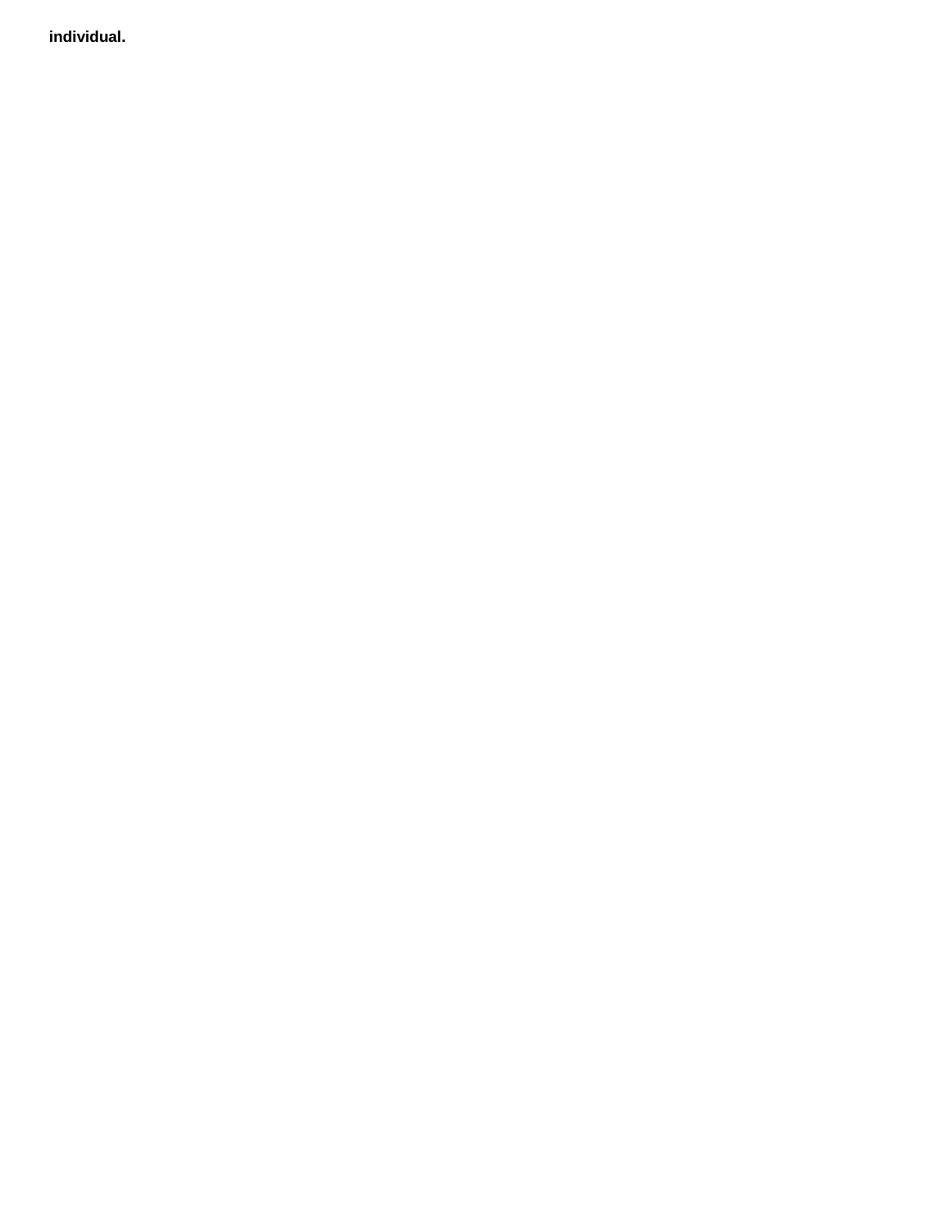**individual.**